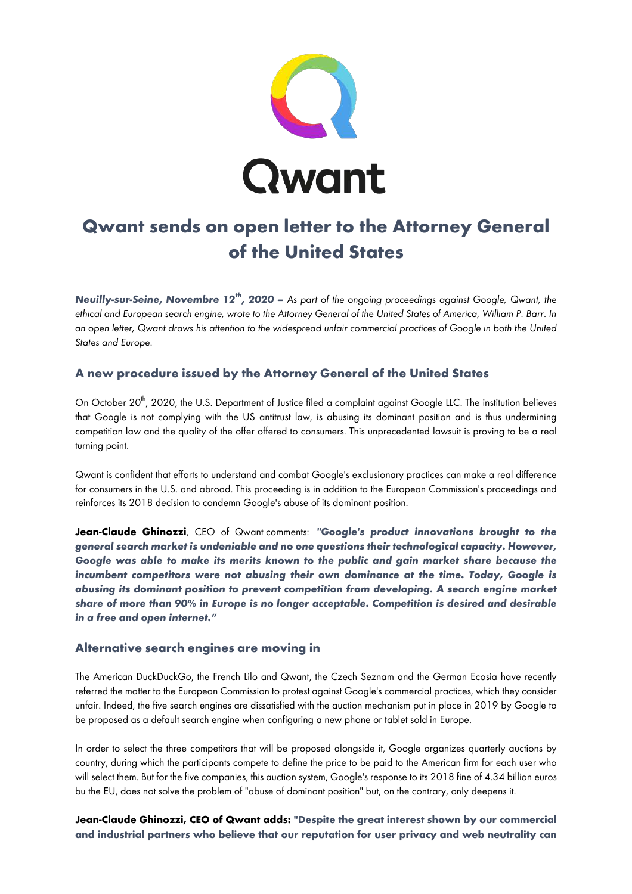Qwant

# Qwant sends on open letter to the Attorney General of the United States

***Neuilly-sur-Seine, Novembre 12th, 2020 –*** *As part of the ongoing proceedings against Google, Qwant, the ethical and European search engine, wrote to the Attorney General of the United States of America, William P. Barr. In an open letter, Qwant draws his attention to the widespread unfair commercial practices of Google in both the United States and Europe.*

## A new procedure issued by the Attorney General of the United States

On October 20th, 2020, the U.S. Department of Justice filed a complaint against Google LLC. The institution believes that Google is not complying with the US antitrust law, is abusing its dominant position and is thus undermining competition law and the quality of the offer offered to consumers. This unprecedented lawsuit is proving to be a real turning point.

Qwant is confident that efforts to understand and combat Google's exclusionary practices can make a real difference for consumers in the U.S. and abroad. This proceeding is in addition to the European Commission's proceedings and reinforces its 2018 decision to condemn Google's abuse of its dominant position.

**Jean-Claude Ghinozzi**, CEO of Qwant comments: ***"Google's product innovations brought to the general search market is undeniable and no one questions their technological capacity. However, Google was able to make its merits known to the public and gain market share because the incumbent competitors were not abusing their own dominance at the time. Today, Google is abusing its dominant position to prevent competition from developing. A search engine market share of more than 90% in Europe is no longer acceptable. Competition is desired and desirable in a free and open internet."***

## Alternative search engines are moving in

The American DuckDuckGo, the French Lilo and Qwant, the Czech Seznam and the German Ecosia have recently referred the matter to the European Commission to protest against Google's commercial practices, which they consider unfair. Indeed, the five search engines are dissatisfied with the auction mechanism put in place in 2019 by Google to be proposed as a default search engine when configuring a new phone or tablet sold in Europe.

In order to select the three competitors that will be proposed alongside it, Google organizes quarterly auctions by country, during which the participants compete to define the price to be paid to the American firm for each user who will select them. But for the five companies, this auction system, Google's response to its 2018 fine of 4.34 billion euros bu the EU, does not solve the problem of "abuse of dominant position" but, on the contrary, only deepens it.

**Jean-Claude Ghinozzi, CEO of Qwant adds: "Despite the great interest shown by our commercial and industrial partners who believe that our reputation for user privacy and web neutrality can**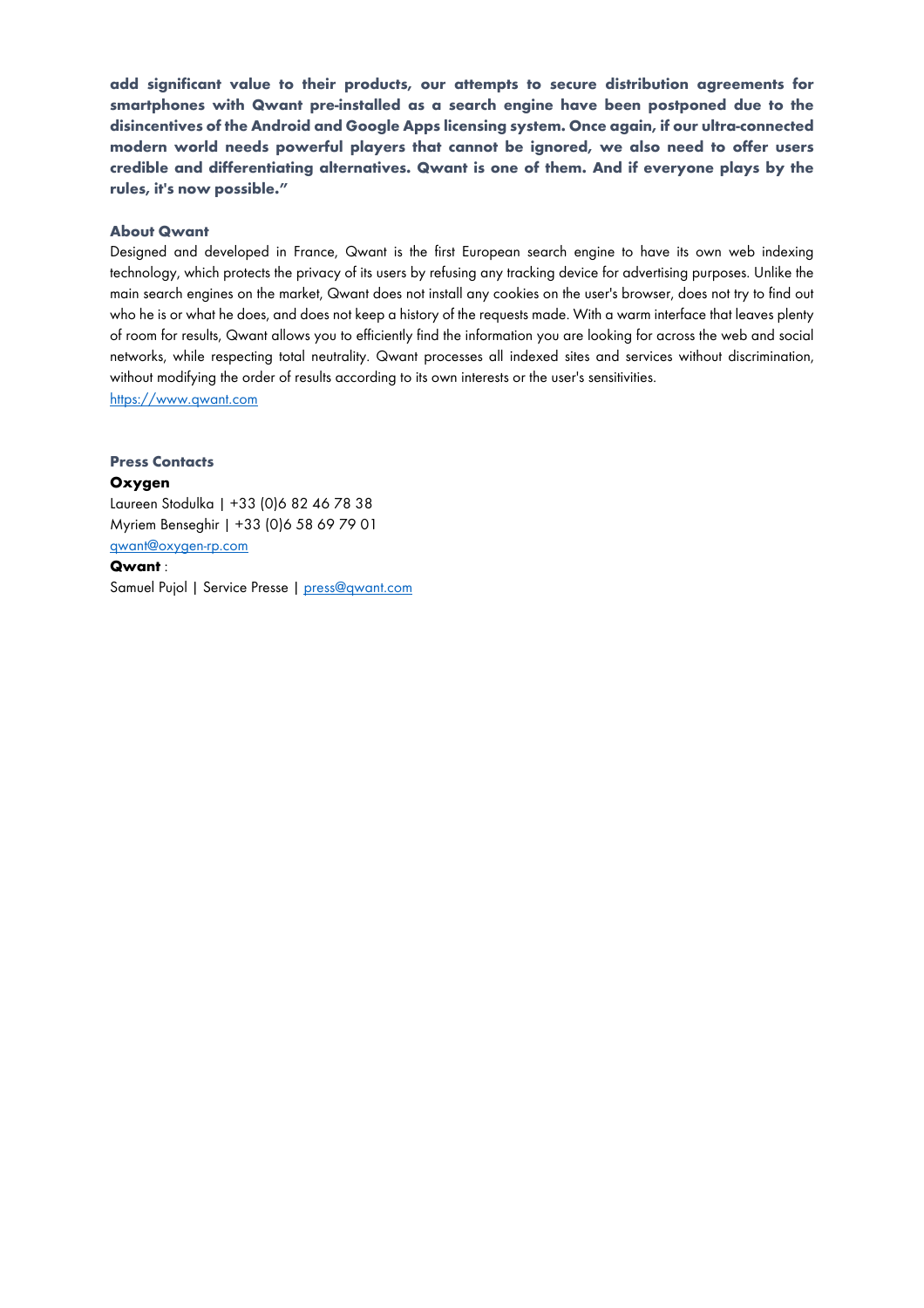**add significant value to their products, our attempts to secure distribution agreements for smartphones with Qwant pre-installed as a search engine have been postponed due to the disincentives of the Android and Google Apps licensing system. Once again, if our ultra-connected modern world needs powerful players that cannot be ignored, we also need to offer users credible and differentiating alternatives. Qwant is one of them. And if everyone plays by the rules, it's now possible."**

### About Qwant

Designed and developed in France, Qwant is the first European search engine to have its own web indexing technology, which protects the privacy of its users by refusing any tracking device for advertising purposes. Unlike the main search engines on the market, Qwant does not install any cookies on the user's browser, does not try to find out who he is or what he does, and does not keep a history of the requests made. With a warm interface that leaves plenty of room for results, Qwant allows you to efficiently find the information you are looking for across the web and social networks, while respecting total neutrality. Qwant processes all indexed sites and services without discrimination, without modifying the order of results according to its own interests or the user's sensitivities.

https://www.qwant.com

### Press Contacts

**Oxygen**

Laureen Stodulka | +33 (0)6 82 46 78 38
Myriem Benseghir | +33 (0)6 58 69 79 01
qwant@oxygen-rp.com

**Qwant** :

Samuel Pujol | Service Presse | press@qwant.com